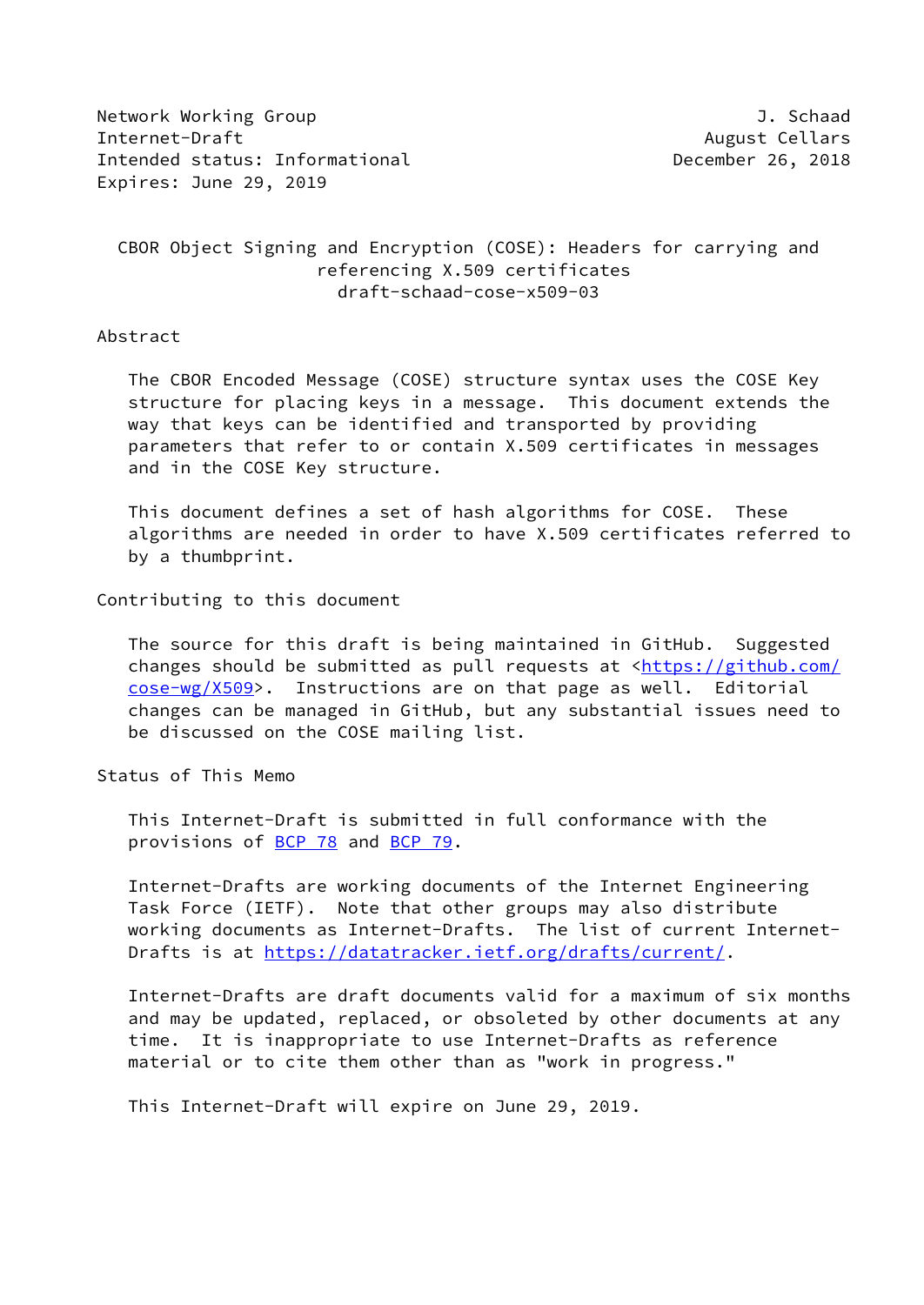Network Working Group J. Schaad
Internet-Draft August Cellars
Intended status: Informational December 26, 2018
Expires: June 29, 2019

# CBOR Object Signing and Encryption (COSE): Headers for carrying and referencing X.509 certificates
draft-schaad-cose-x509-03

## Abstract

The CBOR Encoded Message (COSE) structure syntax uses the COSE Key structure for placing keys in a message. This document extends the way that keys can be identified and transported by providing parameters that refer to or contain X.509 certificates in messages and in the COSE Key structure.

This document defines a set of hash algorithms for COSE. These algorithms are needed in order to have X.509 certificates referred to by a thumbprint.

## Contributing to this document

The source for this draft is being maintained in GitHub. Suggested changes should be submitted as pull requests at <https://github.com/cose-wg/X509>. Instructions are on that page as well. Editorial changes can be managed in GitHub, but any substantial issues need to be discussed on the COSE mailing list.

## Status of This Memo

This Internet-Draft is submitted in full conformance with the provisions of BCP 78 and BCP 79.

Internet-Drafts are working documents of the Internet Engineering Task Force (IETF). Note that other groups may also distribute working documents as Internet-Drafts. The list of current Internet-Drafts is at https://datatracker.ietf.org/drafts/current/.

Internet-Drafts are draft documents valid for a maximum of six months and may be updated, replaced, or obsoleted by other documents at any time. It is inappropriate to use Internet-Drafts as reference material or to cite them other than as "work in progress."

This Internet-Draft will expire on June 29, 2019.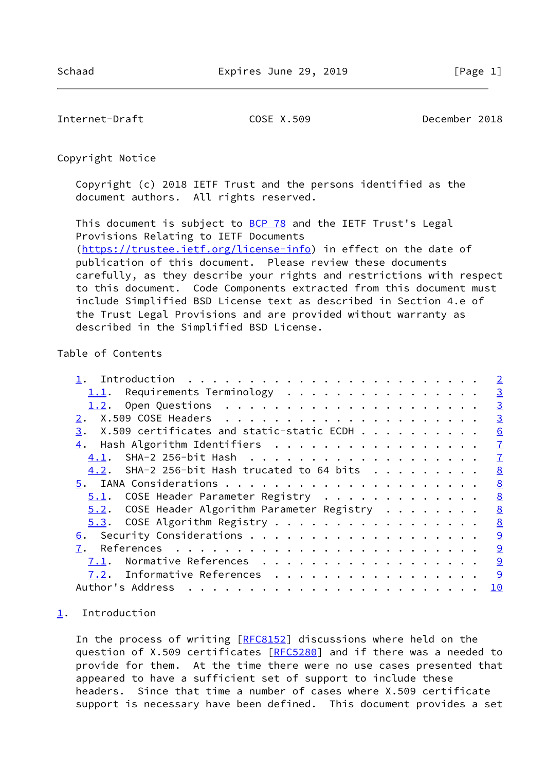Copyright Notice

Copyright (c) 2018 IETF Trust and the persons identified as the document authors. All rights reserved.

This document is subject to BCP 78 and the IETF Trust's Legal Provisions Relating to IETF Documents (https://trustee.ietf.org/license-info) in effect on the date of publication of this document. Please review these documents carefully, as they describe your rights and restrictions with respect to this document. Code Components extracted from this document must include Simplified BSD License text as described in Section 4.e of the Trust Legal Provisions and are provided without warranty as described in the Simplified BSD License.

Table of Contents

```
   1.  Introduction . . . . . . . . . . . . . . . . . . . . . . . .   2
     1.1.  Requirements Terminology . . . . . . . . . . . . . . . .   3
     1.2.  Open Questions . . . . . . . . . . . . . . . . . . . . .   3
   2.  X.509 COSE Headers . . . . . . . . . . . . . . . . . . . . .   3
   3.  X.509 certificates and static-static ECDH . . . . . . . . . .   6
   4.  Hash Algorithm Identifiers . . . . . . . . . . . . . . . . .   7
     4.1.  SHA-2 256-bit Hash . . . . . . . . . . . . . . . . . . .   7
     4.2.  SHA-2 256-bit Hash trucated to 64 bits . . . . . . . . .   8
   5.  IANA Considerations . . . . . . . . . . . . . . . . . . . . .   8
     5.1.  COSE Header Parameter Registry . . . . . . . . . . . . .   8
     5.2.  COSE Header Algorithm Parameter Registry . . . . . . . .   8
     5.3.  COSE Algorithm Registry . . . . . . . . . . . . . . . . .   8
   6.  Security Considerations . . . . . . . . . . . . . . . . . . .   9
   7.  References . . . . . . . . . . . . . . . . . . . . . . . . .   9
     7.1.  Normative References . . . . . . . . . . . . . . . . . .   9
     7.2.  Informative References . . . . . . . . . . . . . . . . .   9
   Author's Address . . . . . . . . . . . . . . . . . . . . . . . .  10
```

## 1. Introduction

In the process of writing [RFC8152] discussions where held on the question of X.509 certificates [RFC5280] and if there was a needed to provide for them. At the time there were no use cases presented that appeared to have a sufficient set of support to include these headers. Since that time a number of cases where X.509 certificate support is necessary have been defined. This document provides a set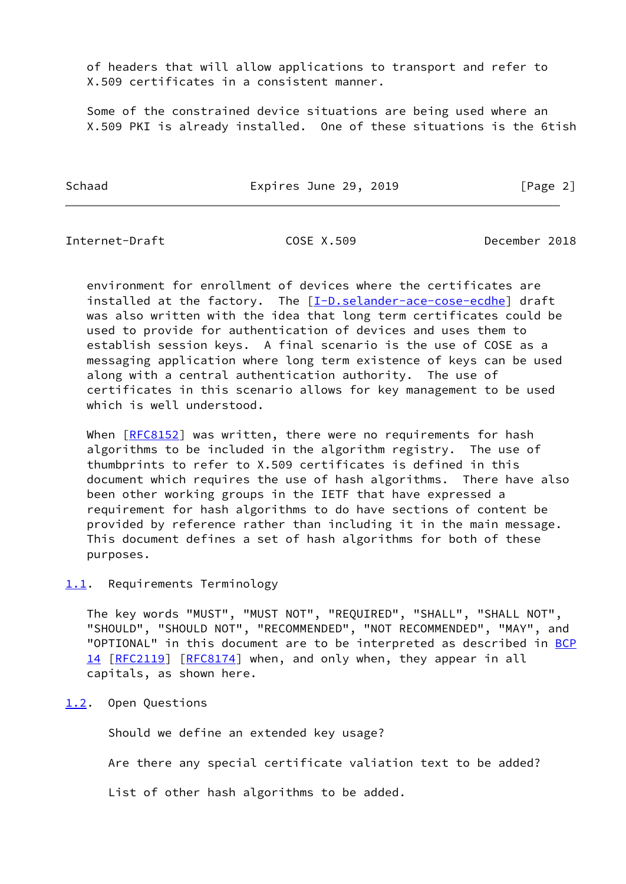of headers that will allow applications to transport and refer to X.509 certificates in a consistent manner.

Some of the constrained device situations are being used where an X.509 PKI is already installed. One of these situations is the 6tish environment for enrollment of devices where the certificates are installed at the factory. The [I-D.selander-ace-cose-ecdhe] draft was also written with the idea that long term certificates could be used to provide for authentication of devices and uses them to establish session keys. A final scenario is the use of COSE as a messaging application where long term existence of keys can be used along with a central authentication authority. The use of certificates in this scenario allows for key management to be used which is well understood.

When [RFC8152] was written, there were no requirements for hash algorithms to be included in the algorithm registry. The use of thumbprints to refer to X.509 certificates is defined in this document which requires the use of hash algorithms. There have also been other working groups in the IETF that have expressed a requirement for hash algorithms to do have sections of content be provided by reference rather than including it in the main message. This document defines a set of hash algorithms for both of these purposes.

## 1.1. Requirements Terminology

The key words "MUST", "MUST NOT", "REQUIRED", "SHALL", "SHALL NOT", "SHOULD", "SHOULD NOT", "RECOMMENDED", "NOT RECOMMENDED", "MAY", and "OPTIONAL" in this document are to be interpreted as described in BCP 14 [RFC2119] [RFC8174] when, and only when, they appear in all capitals, as shown here.

## 1.2. Open Questions

Should we define an extended key usage?

Are there any special certificate valiation text to be added?

List of other hash algorithms to be added.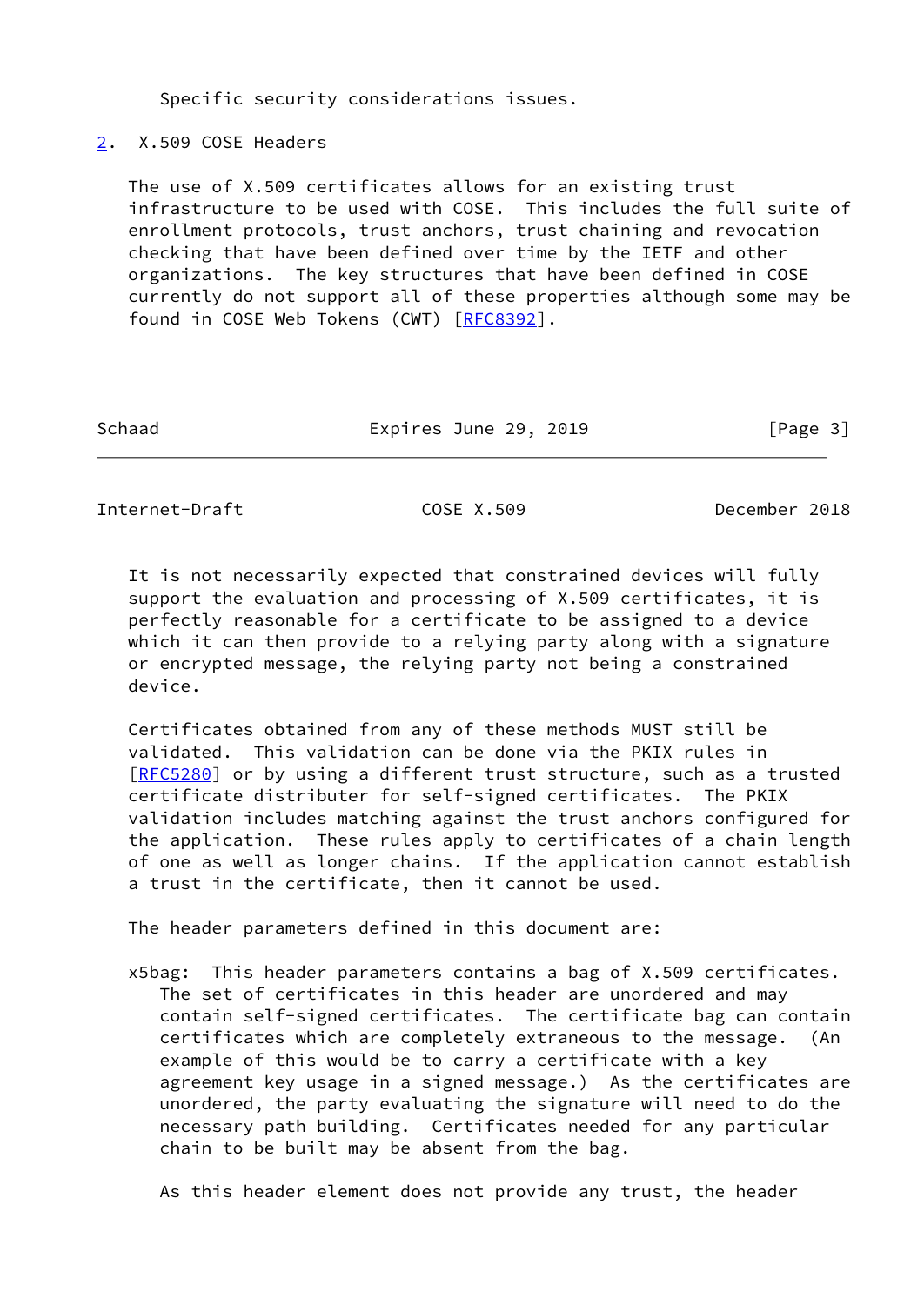Specific security considerations issues.

## 2. X.509 COSE Headers

The use of X.509 certificates allows for an existing trust infrastructure to be used with COSE. This includes the full suite of enrollment protocols, trust anchors, trust chaining and revocation checking that have been defined over time by the IETF and other organizations. The key structures that have been defined in COSE currently do not support all of these properties although some may be found in COSE Web Tokens (CWT) [RFC8392].

It is not necessarily expected that constrained devices will fully support the evaluation and processing of X.509 certificates, it is perfectly reasonable for a certificate to be assigned to a device which it can then provide to a relying party along with a signature or encrypted message, the relying party not being a constrained device.

Certificates obtained from any of these methods MUST still be validated. This validation can be done via the PKIX rules in [RFC5280] or by using a different trust structure, such as a trusted certificate distributer for self-signed certificates. The PKIX validation includes matching against the trust anchors configured for the application. These rules apply to certificates of a chain length of one as well as longer chains. If the application cannot establish a trust in the certificate, then it cannot be used.

The header parameters defined in this document are:

x5bag: This header parameters contains a bag of X.509 certificates. The set of certificates in this header are unordered and may contain self-signed certificates. The certificate bag can contain certificates which are completely extraneous to the message. (An example of this would be to carry a certificate with a key agreement key usage in a signed message.) As the certificates are unordered, the party evaluating the signature will need to do the necessary path building. Certificates needed for any particular chain to be built may be absent from the bag.

As this header element does not provide any trust, the header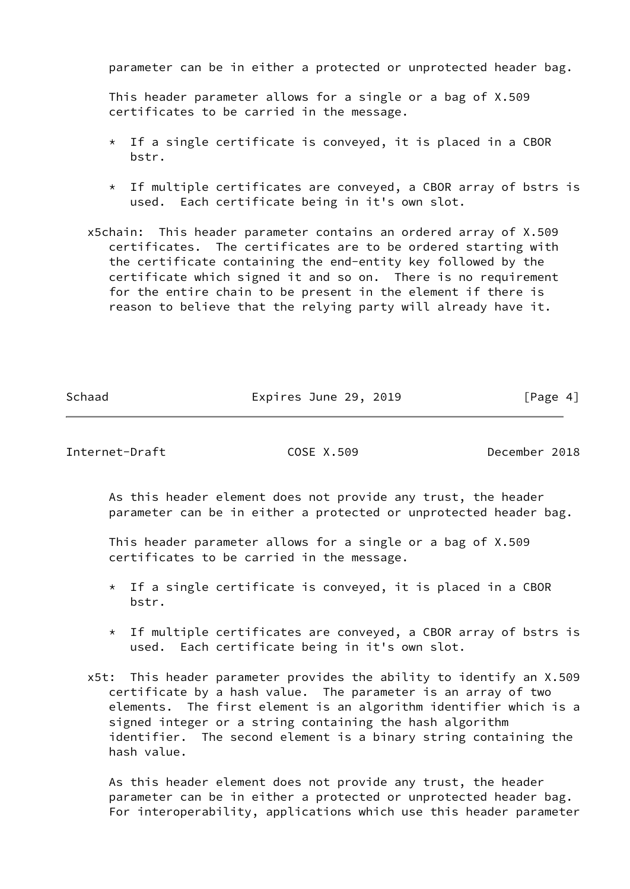parameter can be in either a protected or unprotected header bag.

This header parameter allows for a single or a bag of X.509 certificates to be carried in the message.

* If a single certificate is conveyed, it is placed in a CBOR bstr.

* If multiple certificates are conveyed, a CBOR array of bstrs is used. Each certificate being in it's own slot.

x5chain: This header parameter contains an ordered array of X.509 certificates. The certificates are to be ordered starting with the certificate containing the end-entity key followed by the certificate which signed it and so on. There is no requirement for the entire chain to be present in the element if there is reason to believe that the relying party will already have it.

As this header element does not provide any trust, the header parameter can be in either a protected or unprotected header bag.

This header parameter allows for a single or a bag of X.509 certificates to be carried in the message.

* If a single certificate is conveyed, it is placed in a CBOR bstr.

* If multiple certificates are conveyed, a CBOR array of bstrs is used. Each certificate being in it's own slot.

x5t: This header parameter provides the ability to identify an X.509 certificate by a hash value. The parameter is an array of two elements. The first element is an algorithm identifier which is a signed integer or a string containing the hash algorithm identifier. The second element is a binary string containing the hash value.

As this header element does not provide any trust, the header parameter can be in either a protected or unprotected header bag. For interoperability, applications which use this header parameter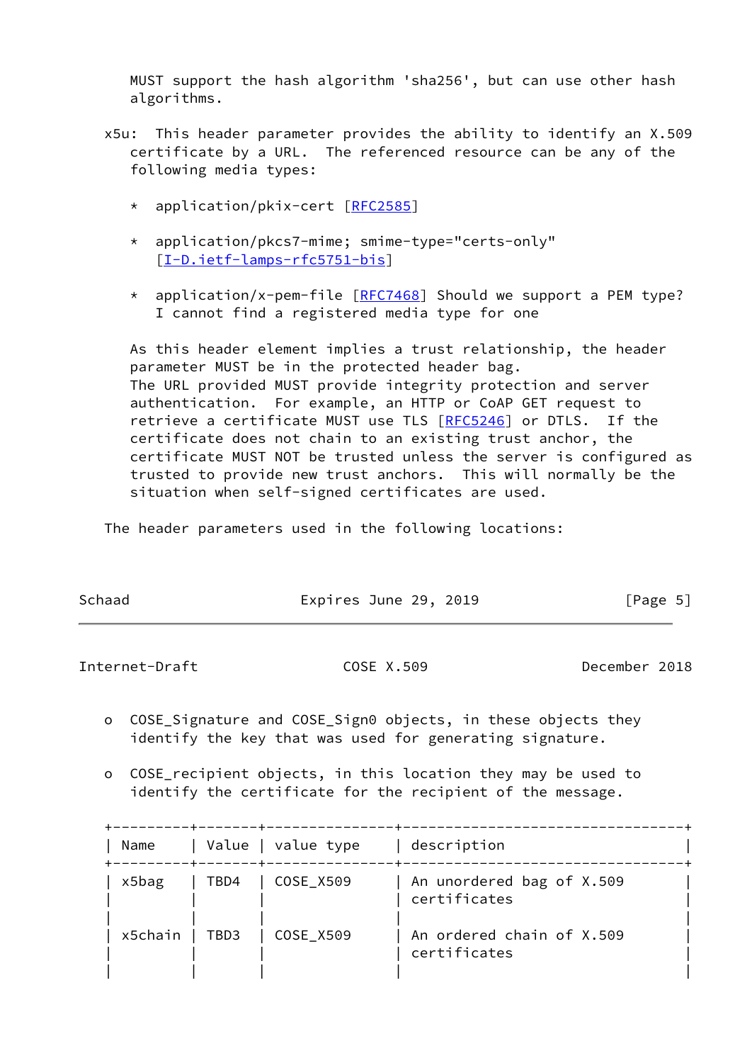MUST support the hash algorithm 'sha256', but can use other hash algorithms.

x5u: This header parameter provides the ability to identify an X.509 certificate by a URL. The referenced resource can be any of the following media types:

* application/pkix-cert [RFC2585]

* application/pkcs7-mime; smime-type="certs-only" [I-D.ietf-lamps-rfc5751-bis]

* application/x-pem-file [RFC7468] Should we support a PEM type? I cannot find a registered media type for one

As this header element implies a trust relationship, the header parameter MUST be in the protected header bag.
The URL provided MUST provide integrity protection and server authentication. For example, an HTTP or CoAP GET request to retrieve a certificate MUST use TLS [RFC5246] or DTLS. If the certificate does not chain to an existing trust anchor, the certificate MUST NOT be trusted unless the server is configured as trusted to provide new trust anchors. This will normally be the situation when self-signed certificates are used.

The header parameters used in the following locations:

- COSE_Signature and COSE_Sign0 objects, in these objects they identify the key that was used for generating signature.

- COSE_recipient objects, in this location they may be used to identify the certificate for the recipient of the message.

| Name | Value | value type | description |
|---|---|---|---|
| x5bag | TBD4 | COSE_X509 | An unordered bag of X.509 certificates |
| x5chain | TBD3 | COSE_X509 | An ordered chain of X.509 certificates |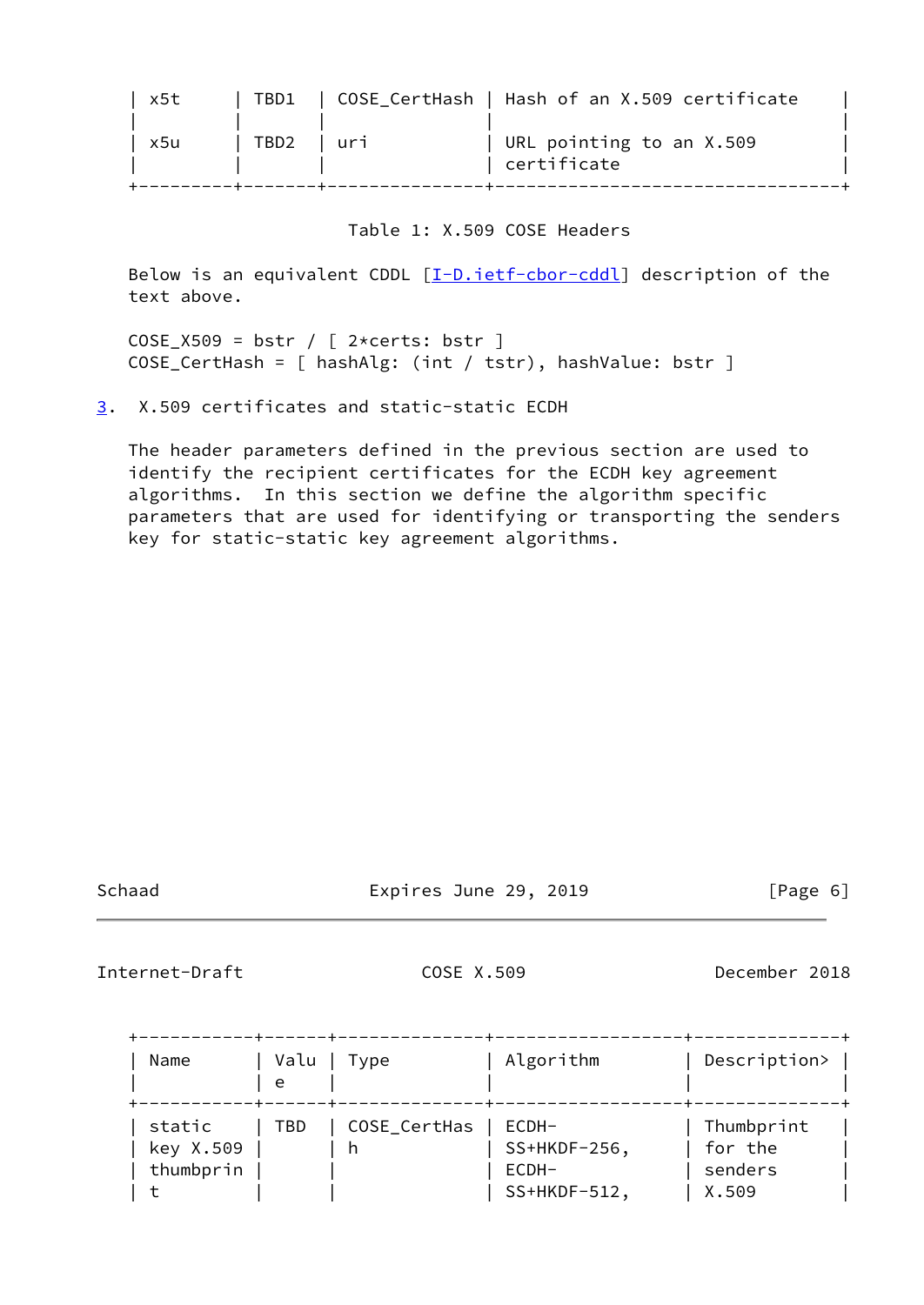| Name | Value | Type | Description |
|---|---|---|---|
| x5t | TBD1 | COSE_CertHash | Hash of an X.509 certificate |
| x5u | TBD2 | uri | URL pointing to an X.509 certificate |

Table 1: X.509 COSE Headers

Below is an equivalent CDDL [I-D.ietf-cbor-cddl] description of the text above.

```
COSE_X509 = bstr / [ 2*certs: bstr ]
COSE_CertHash = [ hashAlg: (int / tstr), hashValue: bstr ]
```

## 3. X.509 certificates and static-static ECDH

The header parameters defined in the previous section are used to identify the recipient certificates for the ECDH key agreement algorithms. In this section we define the algorithm specific parameters that are used for identifying or transporting the senders key for static-static key agreement algorithms.

| Name | Value | Type | Algorithm | Description> |
|---|---|---|---|---|
| static key X.509 thumbprint | TBD | COSE_CertHash | ECDH-SS+HKDF-256, ECDH-SS+HKDF-512, | Thumbprint for the senders X.509 |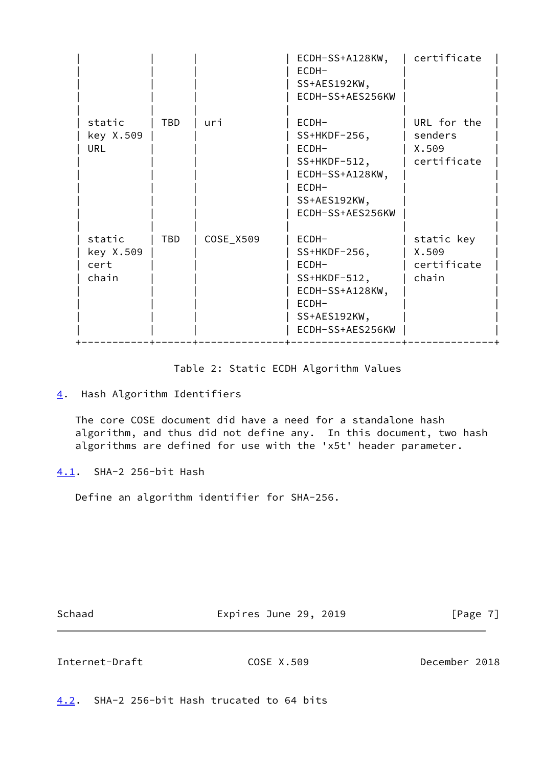| | | | ECDH-SS+A128KW, ECDH-SS+AES192KW, ECDH-SS+AES256KW | certificate |
|---|---|---|---|---|
| static key X.509 URL | TBD | uri | ECDH-SS+HKDF-256, ECDH-SS+HKDF-512, ECDH-SS+A128KW, ECDH-SS+AES192KW, ECDH-SS+AES256KW | URL for the senders X.509 certificate |
| static key X.509 cert chain | TBD | COSE_X509 | ECDH-SS+HKDF-256, ECDH-SS+HKDF-512, ECDH-SS+A128KW, ECDH-SS+AES192KW, ECDH-SS+AES256KW | static key X.509 certificate chain |

Table 2: Static ECDH Algorithm Values

## 4. Hash Algorithm Identifiers

The core COSE document did have a need for a standalone hash algorithm, and thus did not define any. In this document, two hash algorithms are defined for use with the 'x5t' header parameter.

### 4.1. SHA-2 256-bit Hash

Define an algorithm identifier for SHA-256.

### 4.2. SHA-2 256-bit Hash trucated to 64 bits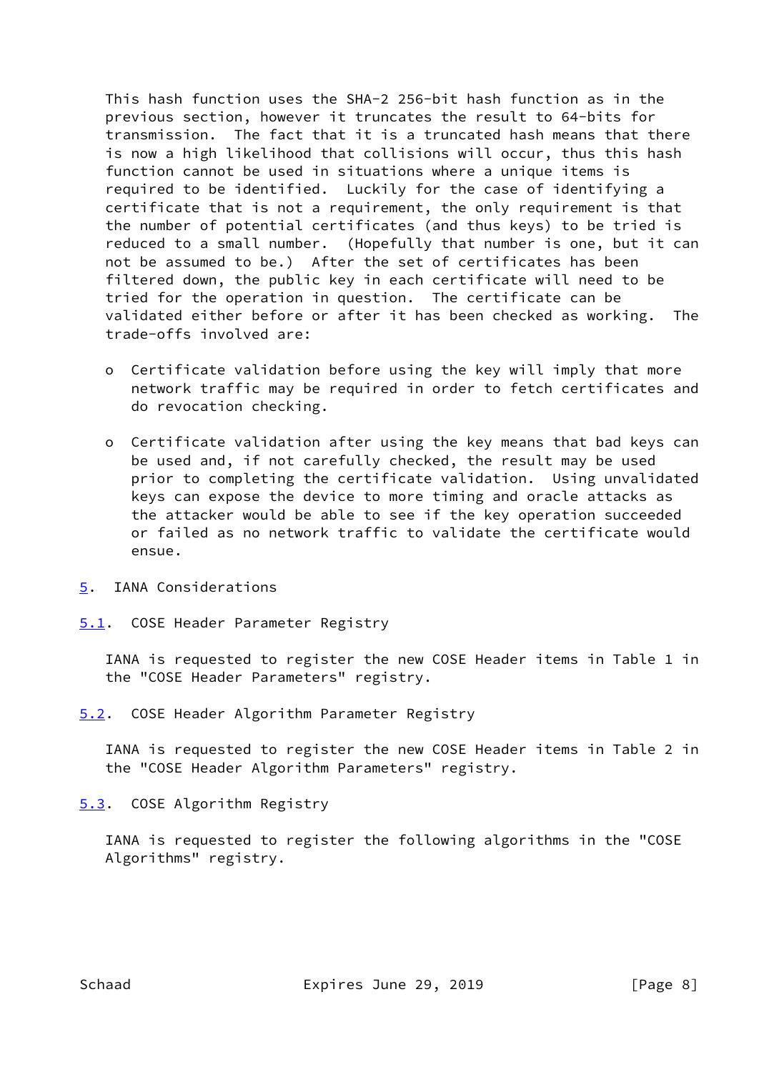This hash function uses the SHA-2 256-bit hash function as in the previous section, however it truncates the result to 64-bits for transmission. The fact that it is a truncated hash means that there is now a high likelihood that collisions will occur, thus this hash function cannot be used in situations where a unique items is required to be identified. Luckily for the case of identifying a certificate that is not a requirement, the only requirement is that the number of potential certificates (and thus keys) to be tried is reduced to a small number. (Hopefully that number is one, but it can not be assumed to be.) After the set of certificates has been filtered down, the public key in each certificate will need to be tried for the operation in question. The certificate can be validated either before or after it has been checked as working. The trade-offs involved are:

- Certificate validation before using the key will imply that more network traffic may be required in order to fetch certificates and do revocation checking.

- Certificate validation after using the key means that bad keys can be used and, if not carefully checked, the result may be used prior to completing the certificate validation. Using unvalidated keys can expose the device to more timing and oracle attacks as the attacker would be able to see if the key operation succeeded or failed as no network traffic to validate the certificate would ensue.

## 5. IANA Considerations

### 5.1. COSE Header Parameter Registry

IANA is requested to register the new COSE Header items in Table 1 in the "COSE Header Parameters" registry.

### 5.2. COSE Header Algorithm Parameter Registry

IANA is requested to register the new COSE Header items in Table 2 in the "COSE Header Algorithm Parameters" registry.

### 5.3. COSE Algorithm Registry

IANA is requested to register the following algorithms in the "COSE Algorithms" registry.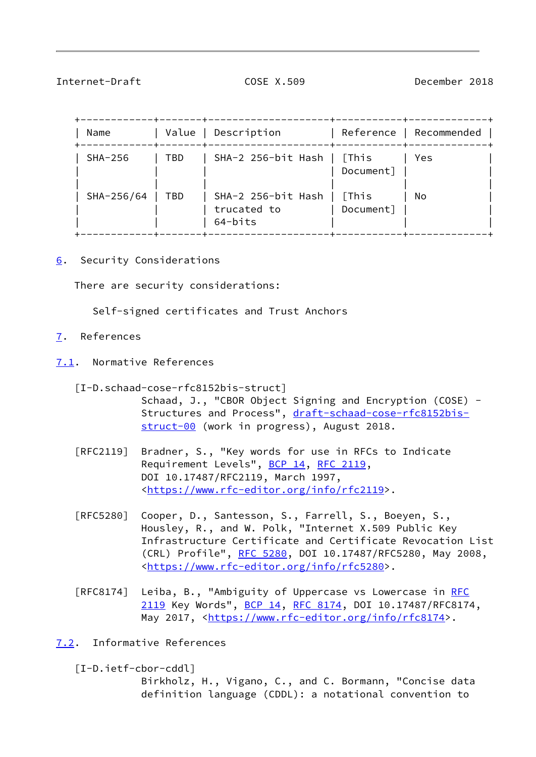| Name | Value | Description | Reference | Recommended |
| --- | --- | --- | --- | --- |
| SHA-256 | TBD | SHA-2 256-bit Hash | [This Document] | Yes |
| SHA-256/64 | TBD | SHA-2 256-bit Hash trucated to 64-bits | [This Document] | No |

## 6. Security Considerations

There are security considerations:

Self-signed certificates and Trust Anchors

## 7. References

### 7.1. Normative References

[I-D.schaad-cose-rfc8152bis-struct]
Schaad, J., "CBOR Object Signing and Encryption (COSE) - Structures and Process", draft-schaad-cose-rfc8152bis-struct-00 (work in progress), August 2018.

[RFC2119] Bradner, S., "Key words for use in RFCs to Indicate Requirement Levels", BCP 14, RFC 2119, DOI 10.17487/RFC2119, March 1997, <https://www.rfc-editor.org/info/rfc2119>.

[RFC5280] Cooper, D., Santesson, S., Farrell, S., Boeyen, S., Housley, R., and W. Polk, "Internet X.509 Public Key Infrastructure Certificate and Certificate Revocation List (CRL) Profile", RFC 5280, DOI 10.17487/RFC5280, May 2008, <https://www.rfc-editor.org/info/rfc5280>.

[RFC8174] Leiba, B., "Ambiguity of Uppercase vs Lowercase in RFC 2119 Key Words", BCP 14, RFC 8174, DOI 10.17487/RFC8174, May 2017, <https://www.rfc-editor.org/info/rfc8174>.

### 7.2. Informative References

[I-D.ietf-cbor-cddl]
Birkholz, H., Vigano, C., and C. Bormann, "Concise data definition language (CDDL): a notational convention to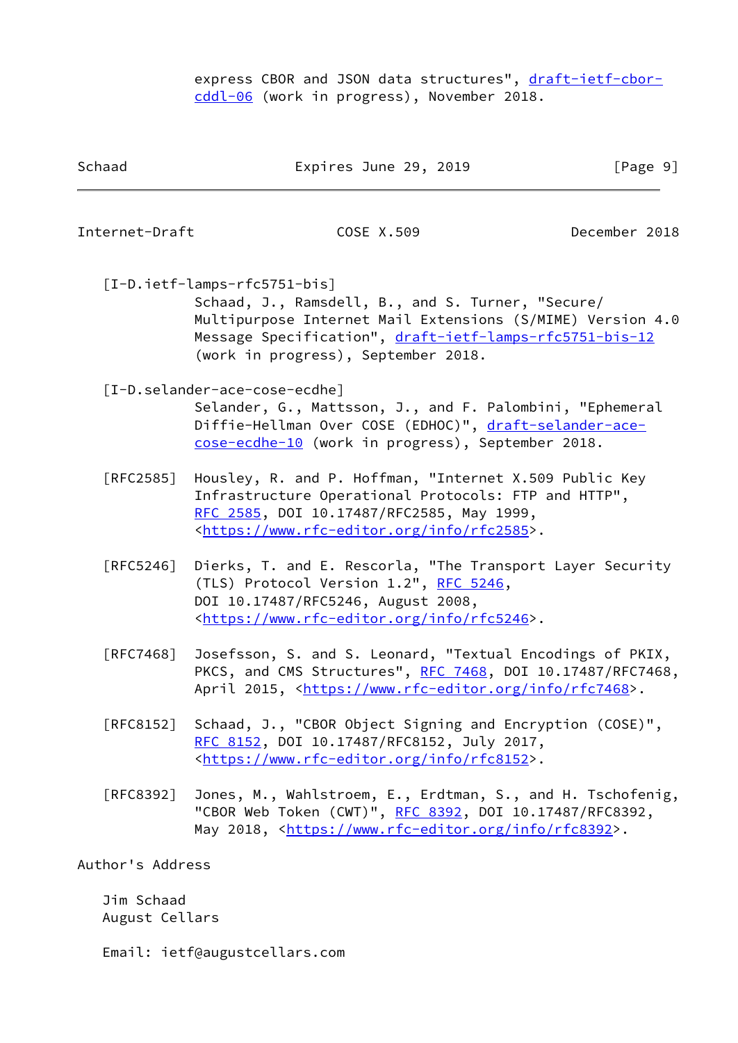express CBOR and JSON data structures", draft-ietf-cbor-cddl-06 (work in progress), November 2018.

[I-D.ietf-lamps-rfc5751-bis]
Schaad, J., Ramsdell, B., and S. Turner, "Secure/Multipurpose Internet Mail Extensions (S/MIME) Version 4.0 Message Specification", draft-ietf-lamps-rfc5751-bis-12 (work in progress), September 2018.

[I-D.selander-ace-cose-ecdhe]
Selander, G., Mattsson, J., and F. Palombini, "Ephemeral Diffie-Hellman Over COSE (EDHOC)", draft-selander-ace-cose-ecdhe-10 (work in progress), September 2018.

[RFC2585] Housley, R. and P. Hoffman, "Internet X.509 Public Key Infrastructure Operational Protocols: FTP and HTTP", RFC 2585, DOI 10.17487/RFC2585, May 1999, <https://www.rfc-editor.org/info/rfc2585>.

[RFC5246] Dierks, T. and E. Rescorla, "The Transport Layer Security (TLS) Protocol Version 1.2", RFC 5246, DOI 10.17487/RFC5246, August 2008, <https://www.rfc-editor.org/info/rfc5246>.

[RFC7468] Josefsson, S. and S. Leonard, "Textual Encodings of PKIX, PKCS, and CMS Structures", RFC 7468, DOI 10.17487/RFC7468, April 2015, <https://www.rfc-editor.org/info/rfc7468>.

[RFC8152] Schaad, J., "CBOR Object Signing and Encryption (COSE)", RFC 8152, DOI 10.17487/RFC8152, July 2017, <https://www.rfc-editor.org/info/rfc8152>.

[RFC8392] Jones, M., Wahlstroem, E., Erdtman, S., and H. Tschofenig, "CBOR Web Token (CWT)", RFC 8392, DOI 10.17487/RFC8392, May 2018, <https://www.rfc-editor.org/info/rfc8392>.

# Author's Address

Jim Schaad
August Cellars

Email: ietf@augustcellars.com